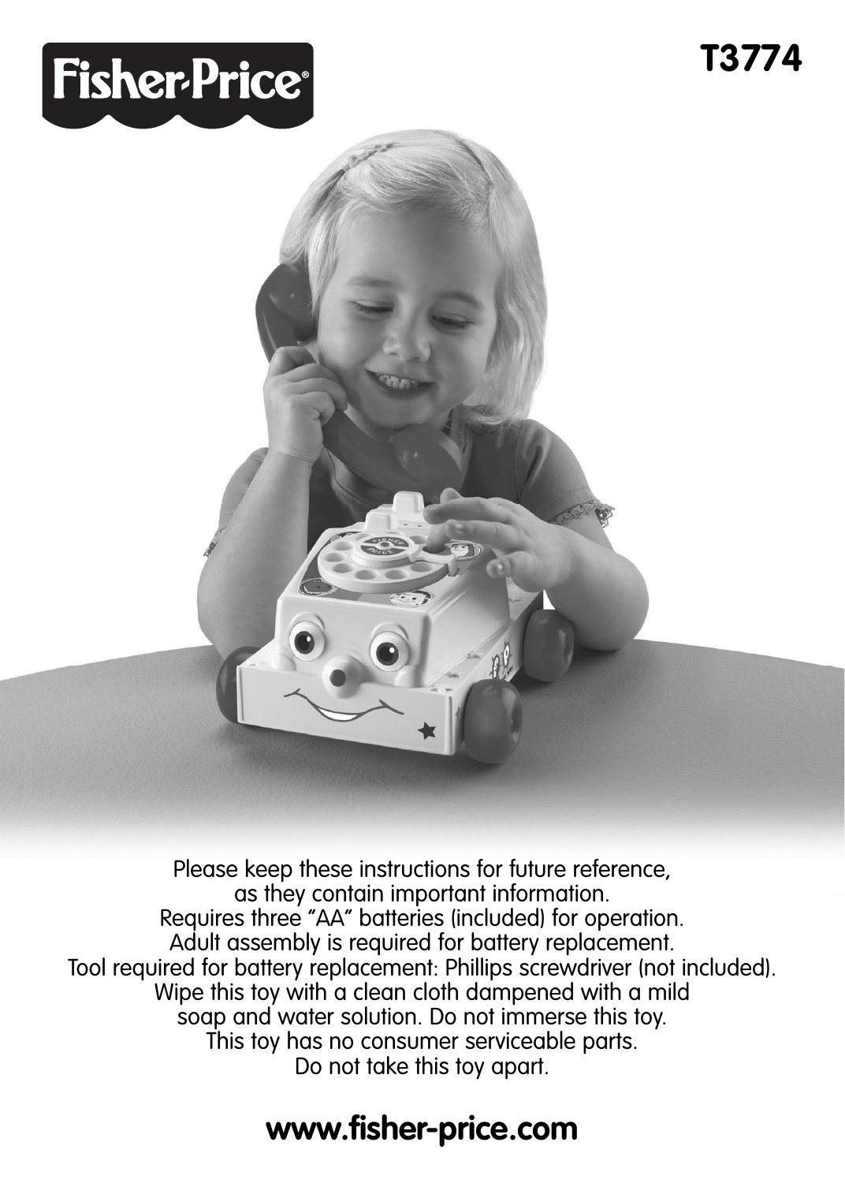Fisher-Price®

**T3774**

Please keep these instructions for future reference, as they contain important information.
Requires three "AA" batteries (included) for operation.
Adult assembly is required for battery replacement.
Tool required for battery replacement: Phillips screwdriver (not included).
Wipe this toy with a clean cloth dampened with a mild soap and water solution. Do not immerse this toy.
This toy has no consumer serviceable parts.
Do not take this toy apart.

**www.fisher-price.com**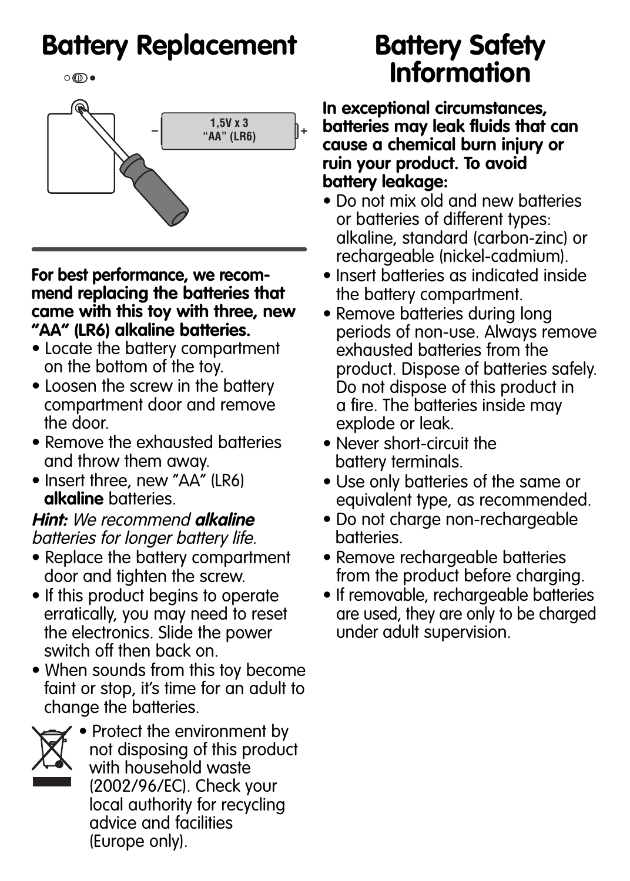# Battery Replacement

1,5V x 3
"AA" (LR6)

**For best performance, we recommend replacing the batteries that came with this toy with three, new "AA" (LR6) alkaline batteries.**

- Locate the battery compartment on the bottom of the toy.
- Loosen the screw in the battery compartment door and remove the door.
- Remove the exhausted batteries and throw them away.
- Insert three, new "AA" (LR6) **alkaline** batteries.

***Hint:*** *We recommend* ***alkaline*** *batteries for longer battery life.*

- Replace the battery compartment door and tighten the screw.
- If this product begins to operate erratically, you may need to reset the electronics. Slide the power switch off then back on.
- When sounds from this toy become faint or stop, it's time for an adult to change the batteries.
- Protect the environment by not disposing of this product with household waste (2002/96/EC). Check your local authority for recycling advice and facilities (Europe only).

# Battery Safety Information

**In exceptional circumstances, batteries may leak fluids that can cause a chemical burn injury or ruin your product. To avoid battery leakage:**

- Do not mix old and new batteries or batteries of different types: alkaline, standard (carbon-zinc) or rechargeable (nickel-cadmium).
- Insert batteries as indicated inside the battery compartment.
- Remove batteries during long periods of non-use. Always remove exhausted batteries from the product. Dispose of batteries safely. Do not dispose of this product in a fire. The batteries inside may explode or leak.
- Never short-circuit the battery terminals.
- Use only batteries of the same or equivalent type, as recommended.
- Do not charge non-rechargeable batteries.
- Remove rechargeable batteries from the product before charging.
- If removable, rechargeable batteries are used, they are only to be charged under adult supervision.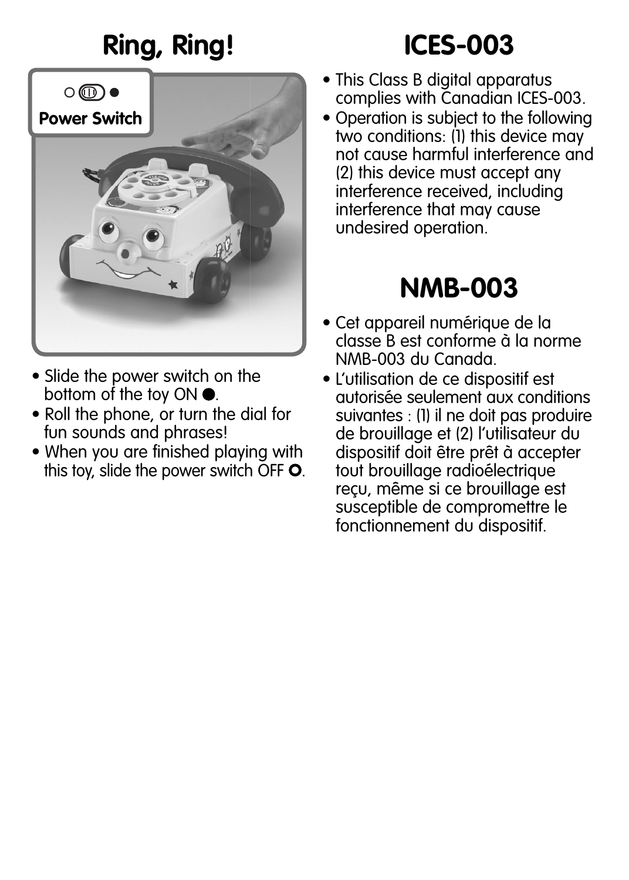# Ring, Ring!

○ ● 
**Power Switch**

- Slide the power switch on the bottom of the toy ON ●.
- Roll the phone, or turn the dial for fun sounds and phrases!
- When you are finished playing with this toy, slide the power switch OFF ○.

# ICES-003

- This Class B digital apparatus complies with Canadian ICES-003.
- Operation is subject to the following two conditions: (1) this device may not cause harmful interference and (2) this device must accept any interference received, including interference that may cause undesired operation.

# NMB-003

- Cet appareil numérique de la classe B est conforme à la norme NMB-003 du Canada.
- L’utilisation de ce dispositif est autorisée seulement aux conditions suivantes : (1) il ne doit pas produire de brouillage et (2) l’utilisateur du dispositif doit être prêt à accepter tout brouillage radioélectrique reçu, même si ce brouillage est susceptible de compromettre le fonctionnement du dispositif.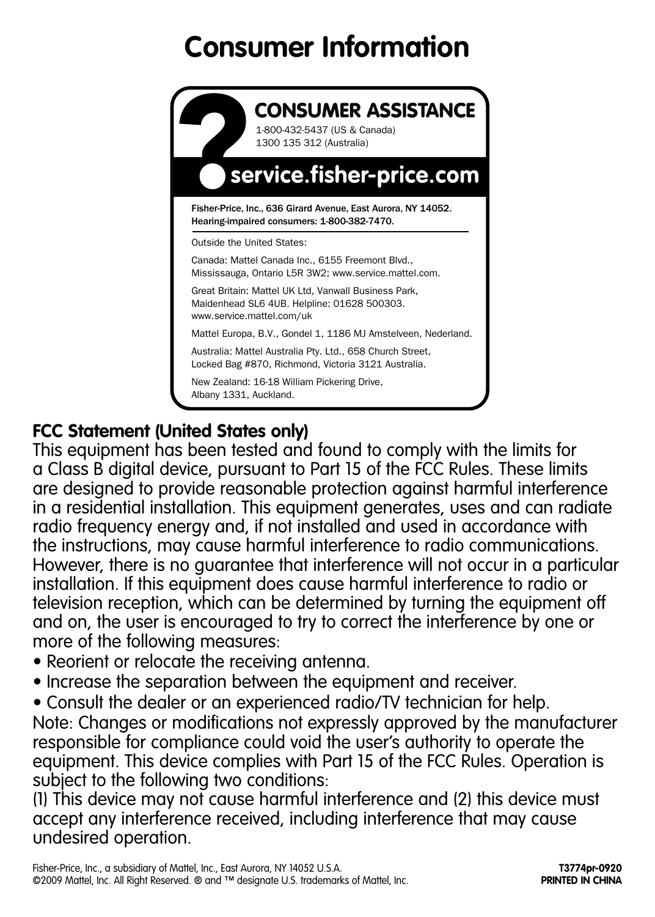# Consumer Information

## CONSUMER ASSISTANCE

1-800-432-5437 (US & Canada)
1300 135 312 (Australia)

**service.fisher-price.com**

**Fisher-Price, Inc., 636 Girard Avenue, East Aurora, NY 14052.**
**Hearing-impaired consumers: 1-800-382-7470.**

Outside the United States:

Canada: Mattel Canada Inc., 6155 Freemont Blvd., Mississauga, Ontario L5R 3W2; www.service.mattel.com.

Great Britain: Mattel UK Ltd, Vanwall Business Park, Maidenhead SL6 4UB. Helpline: 01628 500303. www.service.mattel.com/uk

Mattel Europa, B.V., Gondel 1, 1186 MJ Amstelveen, Nederland.

Australia: Mattel Australia Pty. Ltd., 658 Church Street, Locked Bag #870, Richmond, Victoria 3121 Australia.

New Zealand: 16-18 William Pickering Drive, Albany 1331, Auckland.

**FCC Statement (United States only)**

This equipment has been tested and found to comply with the limits for a Class B digital device, pursuant to Part 15 of the FCC Rules. These limits are designed to provide reasonable protection against harmful interference in a residential installation. This equipment generates, uses and can radiate radio frequency energy and, if not installed and used in accordance with the instructions, may cause harmful interference to radio communications. However, there is no guarantee that interference will not occur in a particular installation. If this equipment does cause harmful interference to radio or television reception, which can be determined by turning the equipment off and on, the user is encouraged to try to correct the interference by one or more of the following measures:

- Reorient or relocate the receiving antenna.
- Increase the separation between the equipment and receiver.
- Consult the dealer or an experienced radio/TV technician for help.

Note: Changes or modifications not expressly approved by the manufacturer responsible for compliance could void the user's authority to operate the equipment. This device complies with Part 15 of the FCC Rules. Operation is subject to the following two conditions:
(1) This device may not cause harmful interference and (2) this device must accept any interference received, including interference that may cause undesired operation.

Fisher-Price, Inc., a subsidiary of Mattel, Inc., East Aurora, NY 14052 U.S.A.
©2009 Mattel, Inc. All Right Reserved. ® and ™ designate U.S. trademarks of Mattel, Inc.

**T3774pr-0920**
**PRINTED IN CHINA**